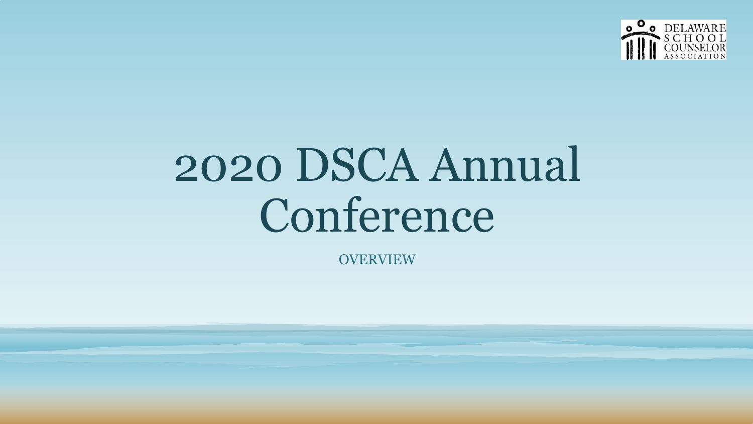DELAWARE SCHOOL COUNSELOR ASSOCIATION

# 2020 DSCA Annual Conference

OVERVIEW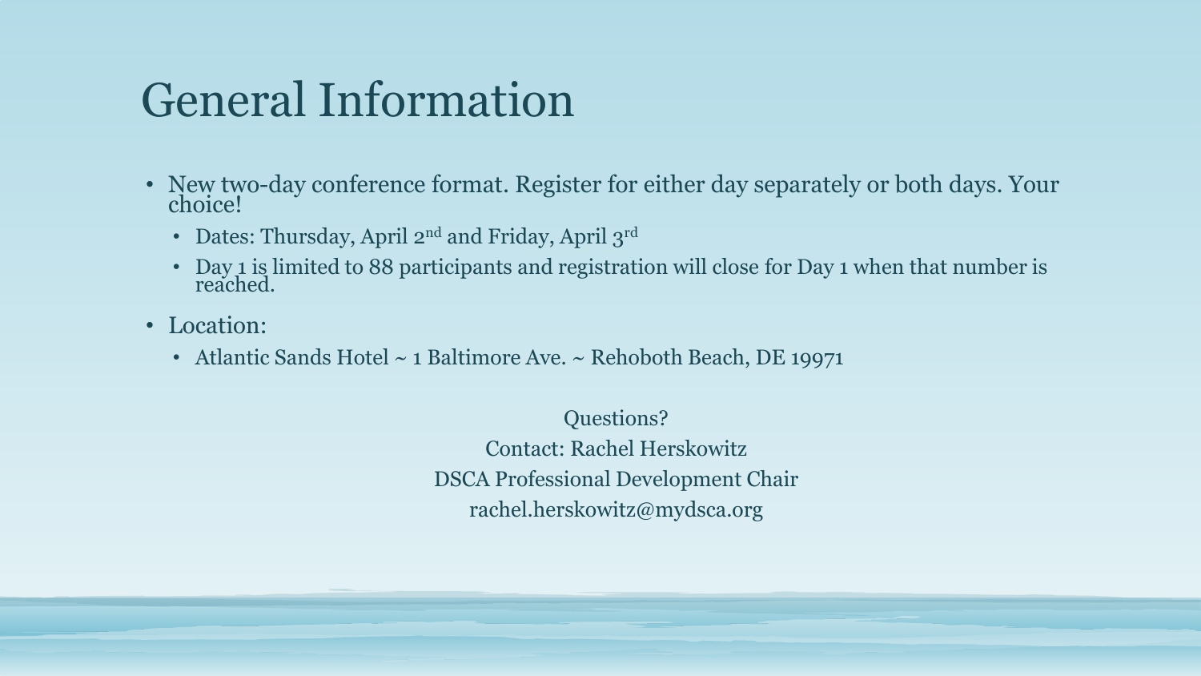# General Information

- New two-day conference format. Register for either day separately or both days. Your choice!
  - Dates: Thursday, April 2nd and Friday, April 3rd
  - Day 1 is limited to 88 participants and registration will close for Day 1 when that number is reached.
- Location:
  - Atlantic Sands Hotel ~ 1 Baltimore Ave. ~ Rehoboth Beach, DE 19971

Questions?

Contact: Rachel Herskowitz

DSCA Professional Development Chair

rachel.herskowitz@mydsca.org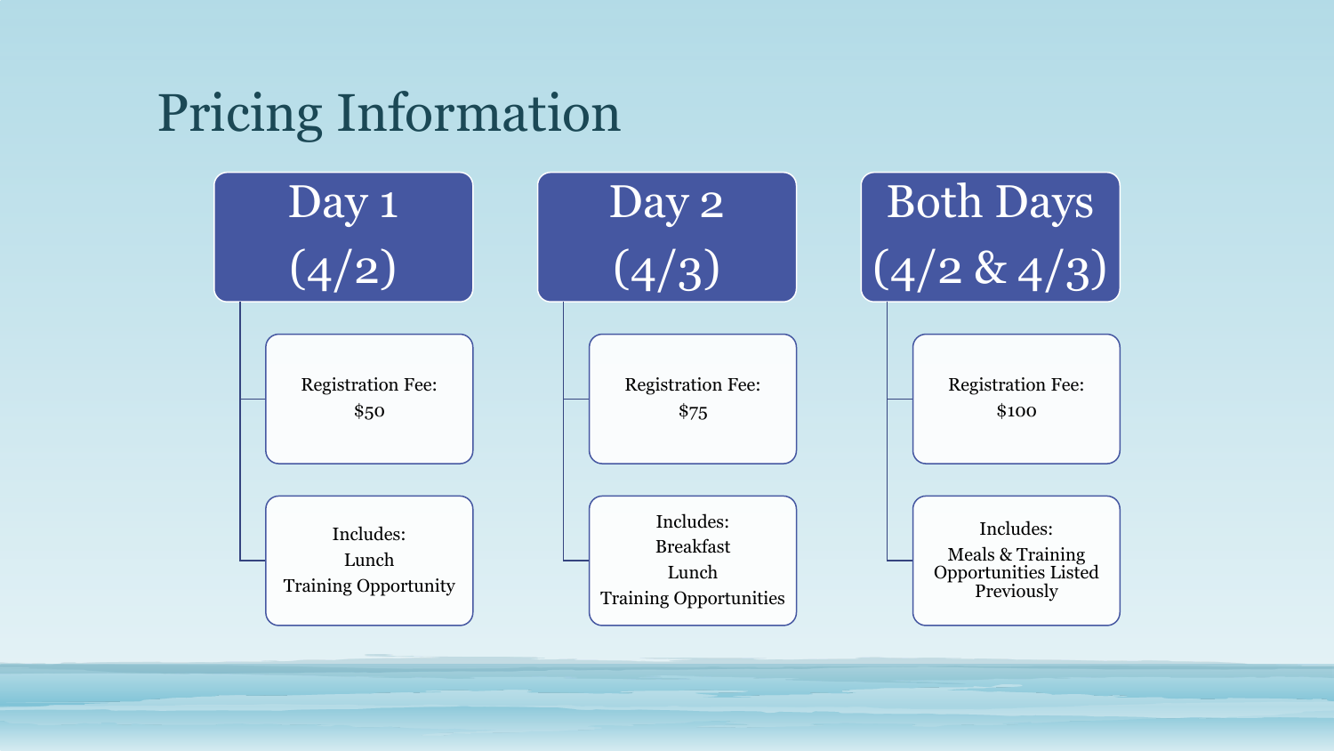# Pricing Information

## Day 1 (4/2)

- Registration Fee: $50
- Includes:
  Lunch
  Training Opportunity

## Day 2 (4/3)

- Registration Fee: $75
- Includes:
  Breakfast
  Lunch
  Training Opportunities

## Both Days (4/2 & 4/3)

- Registration Fee: $100
- Includes:
  Meals & Training Opportunities Listed Previously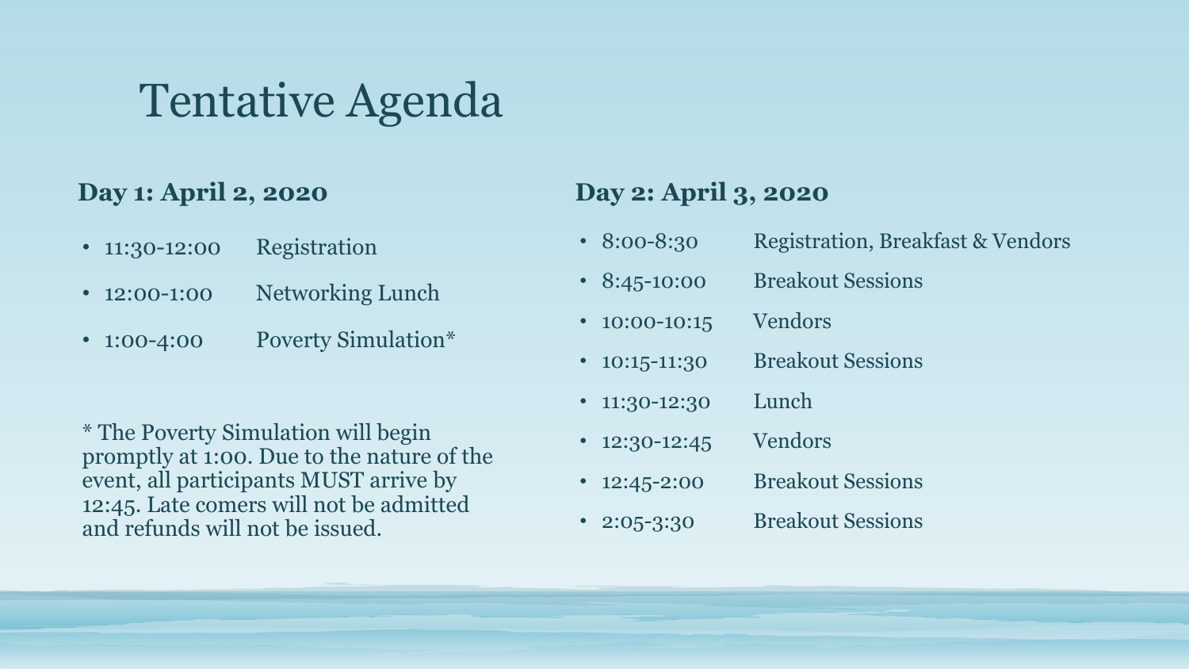# Tentative Agenda

## Day 1: April 2, 2020

- 11:30-12:00 Registration
- 12:00-1:00 Networking Lunch
- 1:00-4:00 Poverty Simulation*

* The Poverty Simulation will begin promptly at 1:00. Due to the nature of the event, all participants MUST arrive by 12:45. Late comers will not be admitted and refunds will not be issued.

## Day 2: April 3, 2020

- 8:00-8:30 Registration, Breakfast & Vendors
- 8:45-10:00 Breakout Sessions
- 10:00-10:15 Vendors
- 10:15-11:30 Breakout Sessions
- 11:30-12:30 Lunch
- 12:30-12:45 Vendors
- 12:45-2:00 Breakout Sessions
- 2:05-3:30 Breakout Sessions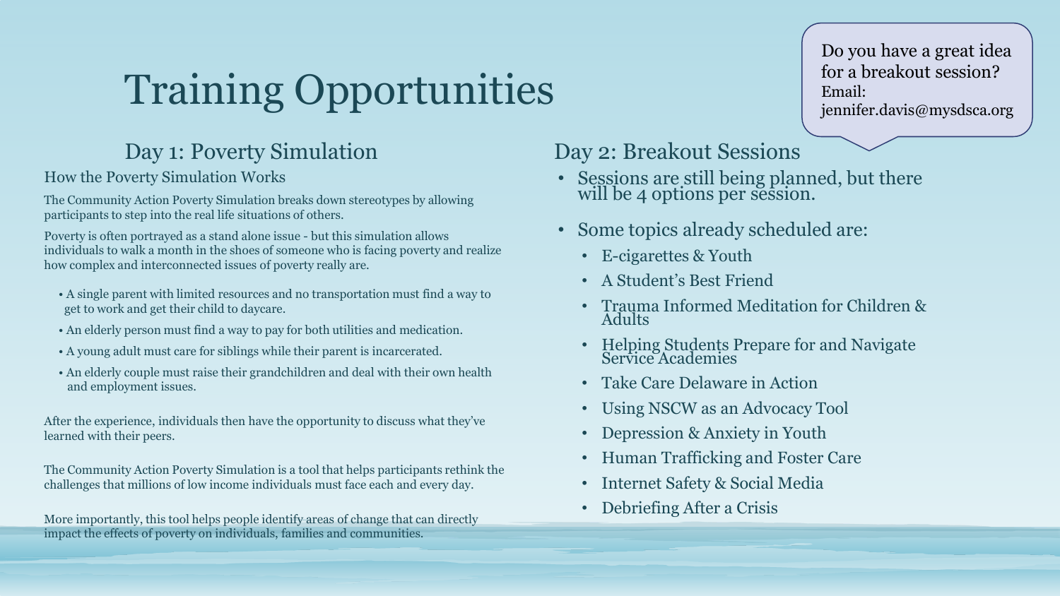# Training Opportunities

> Do you have a great idea for a breakout session?
> Email: jennifer.davis@mysdsca.org

## Day 1: Poverty Simulation

### How the Poverty Simulation Works

The Community Action Poverty Simulation breaks down stereotypes by allowing participants to step into the real life situations of others.

Poverty is often portrayed as a stand alone issue - but this simulation allows individuals to walk a month in the shoes of someone who is facing poverty and realize how complex and interconnected issues of poverty really are.

- A single parent with limited resources and no transportation must find a way to get to work and get their child to daycare.
- An elderly person must find a way to pay for both utilities and medication.
- A young adult must care for siblings while their parent is incarcerated.
- An elderly couple must raise their grandchildren and deal with their own health and employment issues.

After the experience, individuals then have the opportunity to discuss what they've learned with their peers.

The Community Action Poverty Simulation is a tool that helps participants rethink the challenges that millions of low income individuals must face each and every day.

More importantly, this tool helps people identify areas of change that can directly impact the effects of poverty on individuals, families and communities.

## Day 2: Breakout Sessions

- Sessions are still being planned, but there will be 4 options per session.
- Some topics already scheduled are:
  - E-cigarettes & Youth
  - A Student's Best Friend
  - Trauma Informed Meditation for Children & Adults
  - Helping Students Prepare for and Navigate Service Academies
  - Take Care Delaware in Action
  - Using NSCW as an Advocacy Tool
  - Depression & Anxiety in Youth
  - Human Trafficking and Foster Care
  - Internet Safety & Social Media
  - Debriefing After a Crisis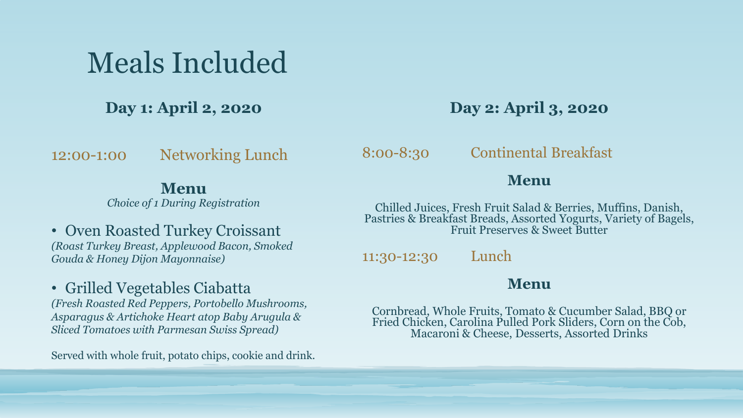# Meals Included

## Day 1: April 2, 2020

12:00-1:00 Networking Lunch

**Menu**

*Choice of 1 During Registration*

- Oven Roasted Turkey Croissant

*(Roast Turkey Breast, Applewood Bacon, Smoked Gouda & Honey Dijon Mayonnaise)*

- Grilled Vegetables Ciabatta

*(Fresh Roasted Red Peppers, Portobello Mushrooms, Asparagus & Artichoke Heart atop Baby Arugula & Sliced Tomatoes with Parmesan Swiss Spread)*

Served with whole fruit, potato chips, cookie and drink.

## Day 2: April 3, 2020

8:00-8:30 Continental Breakfast

**Menu**

Chilled Juices, Fresh Fruit Salad & Berries, Muffins, Danish, Pastries & Breakfast Breads, Assorted Yogurts, Variety of Bagels, Fruit Preserves & Sweet Butter

11:30-12:30 Lunch

**Menu**

Cornbread, Whole Fruits, Tomato & Cucumber Salad, BBQ or Fried Chicken, Carolina Pulled Pork Sliders, Corn on the Cob, Macaroni & Cheese, Desserts, Assorted Drinks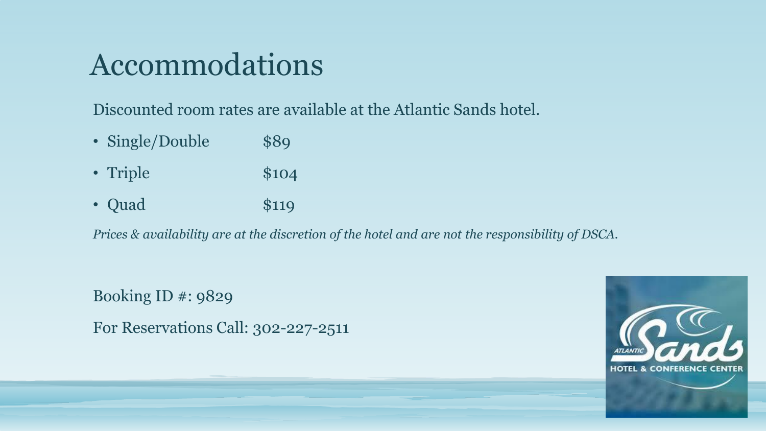# Accommodations

Discounted room rates are available at the Atlantic Sands hotel.

- Single/Double $89
- Triple $104
- Quad $119

*Prices & availability are at the discretion of the hotel and are not the responsibility of DSCA.*

Booking ID #: 9829

For Reservations Call: 302-227-2511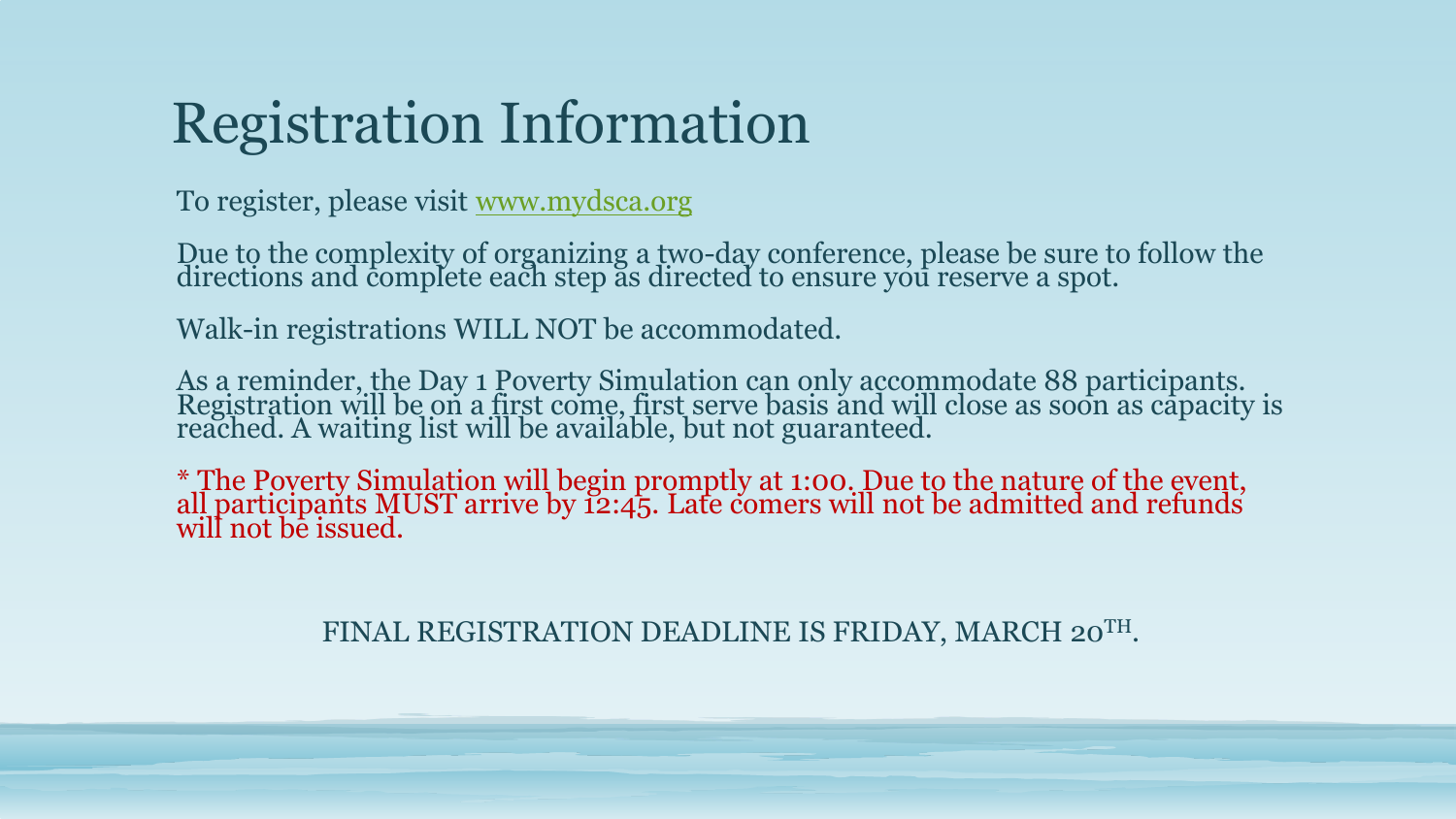# Registration Information

To register, please visit www.mydsca.org

Due to the complexity of organizing a two-day conference, please be sure to follow the directions and complete each step as directed to ensure you reserve a spot.

Walk-in registrations WILL NOT be accommodated.

As a reminder, the Day 1 Poverty Simulation can only accommodate 88 participants. Registration will be on a first come, first serve basis and will close as soon as capacity is reached. A waiting list will be available, but not guaranteed.

* The Poverty Simulation will begin promptly at 1:00. Due to the nature of the event, all participants MUST arrive by 12:45. Late comers will not be admitted and refunds will not be issued.

FINAL REGISTRATION DEADLINE IS FRIDAY, MARCH 20TH.